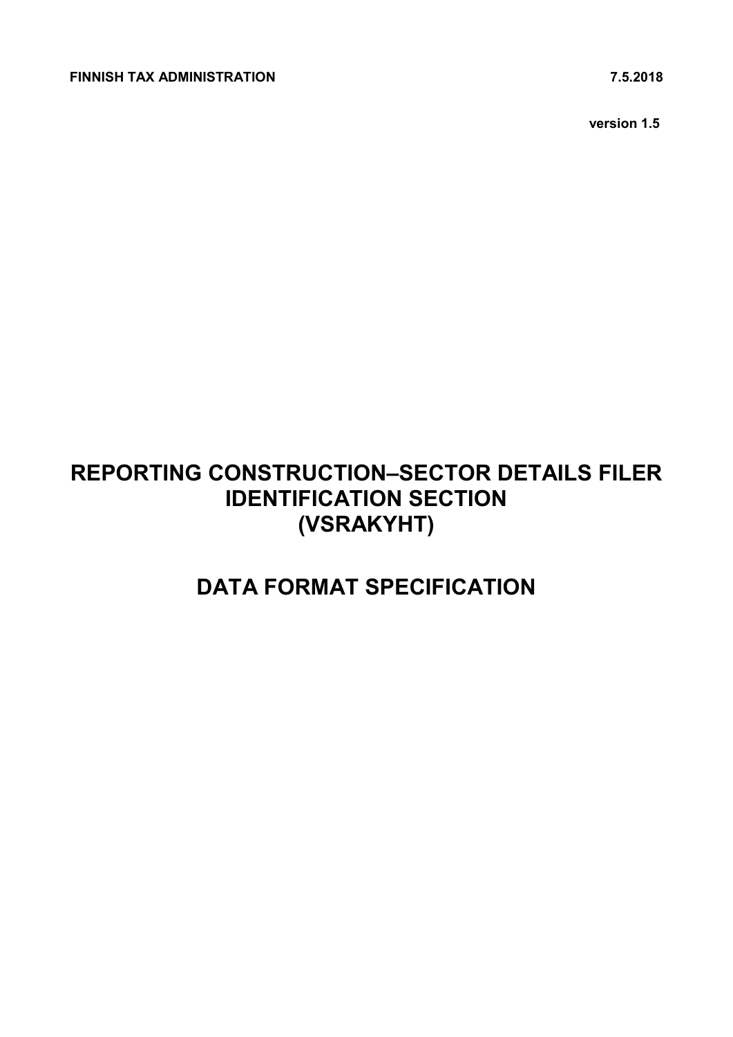**FINNISH TAX ADMINISTRATION** **7.5.2018**

**version 1.5**

# REPORTING CONSTRUCTION–SECTOR DETAILS FILER IDENTIFICATION SECTION (VSRAKYHT)

# DATA FORMAT SPECIFICATION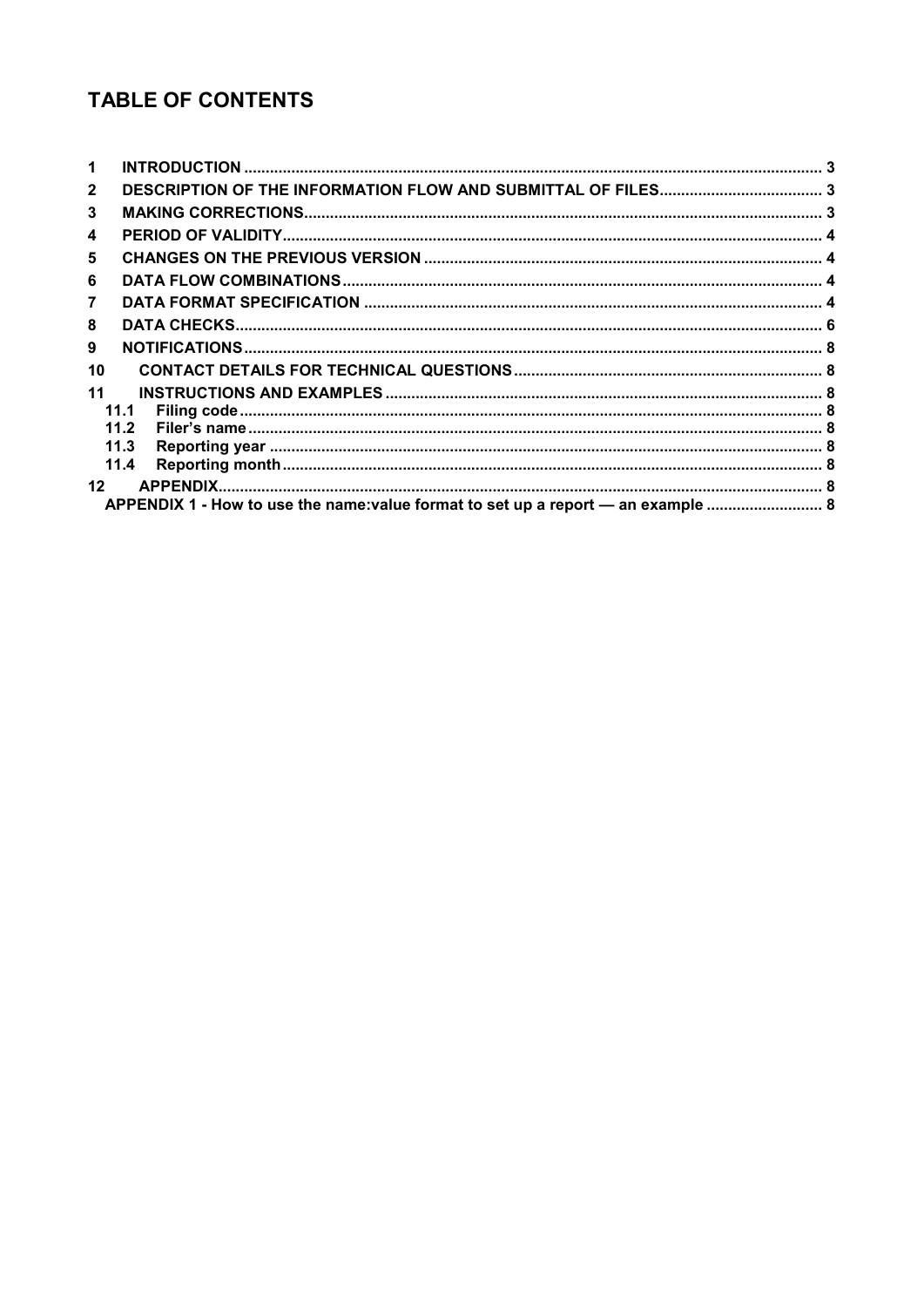# TABLE OF CONTENTS

| | | |
|---|---|---|
| 1 | INTRODUCTION | 3 |
| 2 | DESCRIPTION OF THE INFORMATION FLOW AND SUBMITTAL OF FILES | 3 |
| 3 | MAKING CORRECTIONS | 3 |
| 4 | PERIOD OF VALIDITY | 4 |
| 5 | CHANGES ON THE PREVIOUS VERSION | 4 |
| 6 | DATA FLOW COMBINATIONS | 4 |
| 7 | DATA FORMAT SPECIFICATION | 4 |
| 8 | DATA CHECKS | 6 |
| 9 | NOTIFICATIONS | 8 |
| 10 | CONTACT DETAILS FOR TECHNICAL QUESTIONS | 8 |
| 11 | INSTRUCTIONS AND EXAMPLES | 8 |
| 11.1 | Filing code | 8 |
| 11.2 | Filer's name | 8 |
| 11.3 | Reporting year | 8 |
| 11.4 | Reporting month | 8 |
| 12 | APPENDIX | 8 |
| | APPENDIX 1 - How to use the name:value format to set up a report — an example | 8 |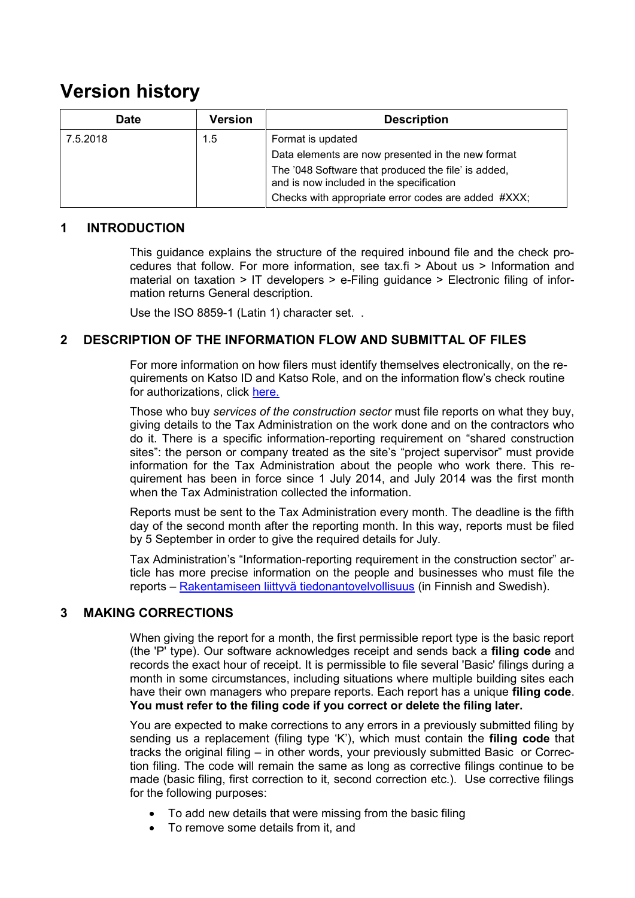# Version history

| Date | Version | Description |
| --- | --- | --- |
| 7.5.2018 | 1.5 | Format is updated<br>Data elements are now presented in the new format<br>The '048 Software that produced the file' is added, and is now included in the specification<br>Checks with appropriate error codes are added #XXX; |

## 1 INTRODUCTION

This guidance explains the structure of the required inbound file and the check procedures that follow. For more information, see tax.fi > About us > Information and material on taxation > IT developers > e-Filing guidance > Electronic filing of information returns General description.

Use the ISO 8859-1 (Latin 1) character set. .

## 2 DESCRIPTION OF THE INFORMATION FLOW AND SUBMITTAL OF FILES

For more information on how filers must identify themselves electronically, on the requirements on Katso ID and Katso Role, and on the information flow's check routine for authorizations, click here.

Those who buy *services of the construction sector* must file reports on what they buy, giving details to the Tax Administration on the work done and on the contractors who do it. There is a specific information-reporting requirement on "shared construction sites": the person or company treated as the site's "project supervisor" must provide information for the Tax Administration about the people who work there. This requirement has been in force since 1 July 2014, and July 2014 was the first month when the Tax Administration collected the information.

Reports must be sent to the Tax Administration every month. The deadline is the fifth day of the second month after the reporting month. In this way, reports must be filed by 5 September in order to give the required details for July.

Tax Administration's "Information-reporting requirement in the construction sector" article has more precise information on the people and businesses who must file the reports – Rakentamiseen liittyvä tiedonantovelvollisuus (in Finnish and Swedish).

## 3 MAKING CORRECTIONS

When giving the report for a month, the first permissible report type is the basic report (the 'P' type). Our software acknowledges receipt and sends back a **filing code** and records the exact hour of receipt. It is permissible to file several 'Basic' filings during a month in some circumstances, including situations where multiple building sites each have their own managers who prepare reports. Each report has a unique **filing code**. **You must refer to the filing code if you correct or delete the filing later.**

You are expected to make corrections to any errors in a previously submitted filing by sending us a replacement (filing type 'K'), which must contain the **filing code** that tracks the original filing – in other words, your previously submitted Basic or Correction filing. The code will remain the same as long as corrective filings continue to be made (basic filing, first correction to it, second correction etc.). Use corrective filings for the following purposes:

- To add new details that were missing from the basic filing
- To remove some details from it, and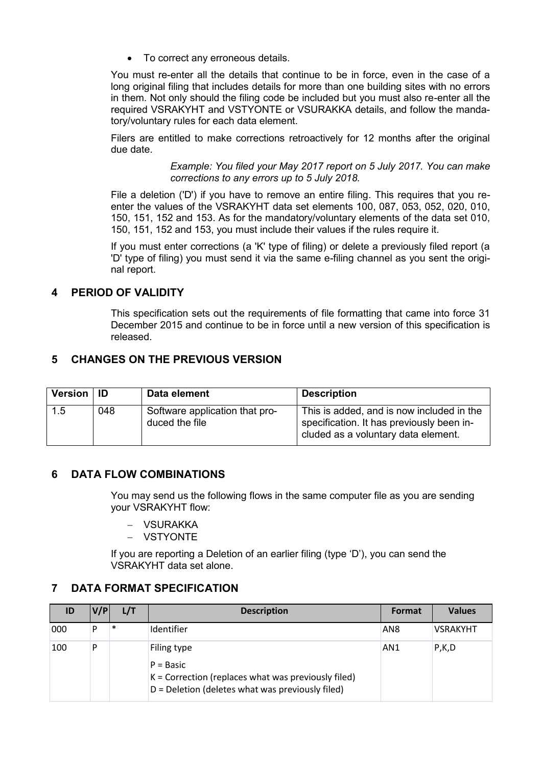- To correct any erroneous details.

You must re-enter all the details that continue to be in force, even in the case of a long original filing that includes details for more than one building sites with no errors in them. Not only should the filing code be included but you must also re-enter all the required VSRAKYHT and VSTYONTE or VSURAKKA details, and follow the mandatory/voluntary rules for each data element.

Filers are entitled to make corrections retroactively for 12 months after the original due date.

> *Example: You filed your May 2017 report on 5 July 2017. You can make corrections to any errors up to 5 July 2018.*

File a deletion ('D') if you have to remove an entire filing. This requires that you re-enter the values of the VSRAKYHT data set elements 100, 087, 053, 052, 020, 010, 150, 151, 152 and 153. As for the mandatory/voluntary elements of the data set 010, 150, 151, 152 and 153, you must include their values if the rules require it.

If you must enter corrections (a 'K' type of filing) or delete a previously filed report (a 'D' type of filing) you must send it via the same e-filing channel as you sent the original report.

## 4 PERIOD OF VALIDITY

This specification sets out the requirements of file formatting that came into force 31 December 2015 and continue to be in force until a new version of this specification is released.

## 5 CHANGES ON THE PREVIOUS VERSION

| Version | ID | Data element | Description |
|---|---|---|---|
| 1.5 | 048 | Software application that produced the file | This is added, and is now included in the specification. It has previously been included as a voluntary data element. |

## 6 DATA FLOW COMBINATIONS

You may send us the following flows in the same computer file as you are sending your VSRAKYHT flow:

- VSURAKKA
- VSTYONTE

If you are reporting a Deletion of an earlier filing (type 'D'), you can send the VSRAKYHT data set alone.

## 7 DATA FORMAT SPECIFICATION

| ID | V/P | L/T | Description | Format | Values |
|---|---|---|---|---|---|
| 000 | P | * | Identifier | AN8 | VSRAKYHT |
| 100 | P | | Filing type<br>P = Basic<br>K = Correction (replaces what was previously filed)<br>D = Deletion (deletes what was previously filed) | AN1 | P,K,D |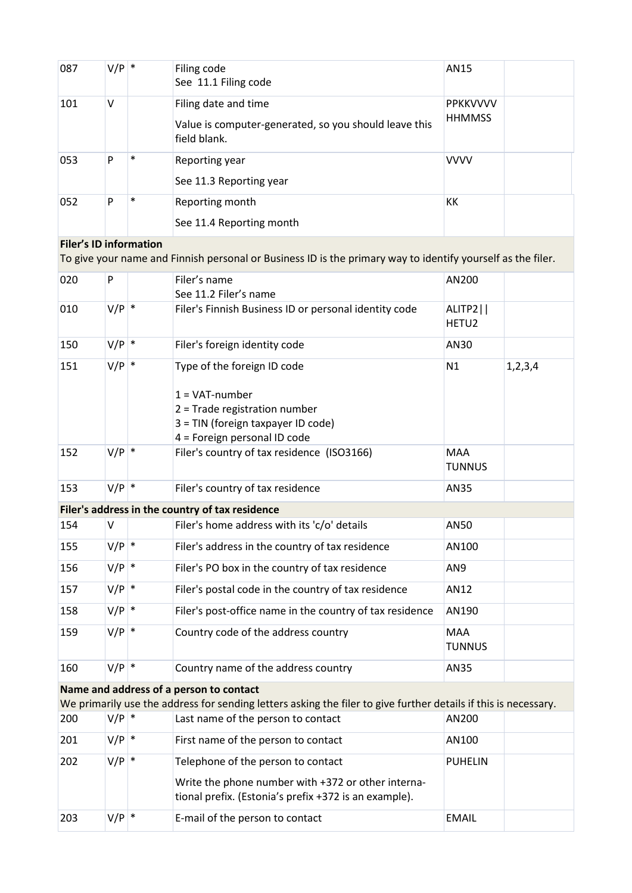| | | | | | |
|---|---|---|---|---|---|
| 087 | V/P | * | Filing code<br>See 11.1 Filing code | AN15 | |
| 101 | V | | Filing date and time<br>Value is computer-generated, so you should leave this field blank. | PPKKVVVV HHMMSS | |
| 053 | P | * | Reporting year<br>See 11.3 Reporting year | VVVV | |
| 052 | P | * | Reporting month<br>See 11.4 Reporting month | KK | |
| **Filer's ID information**<br>To give your name and Finnish personal or Business ID is the primary way to identify yourself as the filer. | | | | | |
| 020 | P | | Filer's name<br>See 11.2 Filer's name | AN200 | |
| 010 | V/P | * | Filer's Finnish Business ID or personal identity code | ALITP2\|\| HETU2 | |
| 150 | V/P | * | Filer's foreign identity code | AN30 | |
| 151 | V/P | * | Type of the foreign ID code<br><br>1 = VAT-number<br>2 = Trade registration number<br>3 = TIN (foreign taxpayer ID code)<br>4 = Foreign personal ID code | N1 | 1,2,3,4 |
| 152 | V/P | * | Filer's country of tax residence (ISO3166) | MAA TUNNUS | |
| 153 | V/P | * | Filer's country of tax residence | AN35 | |
| **Filer's address in the country of tax residence** | | | | | |
| 154 | V | | Filer's home address with its 'c/o' details | AN50 | |
| 155 | V/P | * | Filer's address in the country of tax residence | AN100 | |
| 156 | V/P | * | Filer's PO box in the country of tax residence | AN9 | |
| 157 | V/P | * | Filer's postal code in the country of tax residence | AN12 | |
| 158 | V/P | * | Filer's post-office name in the country of tax residence | AN190 | |
| 159 | V/P | * | Country code of the address country | MAA TUNNUS | |
| 160 | V/P | * | Country name of the address country | AN35 | |
| **Name and address of a person to contact**<br>We primarily use the address for sending letters asking the filer to give further details if this is necessary. | | | | | |
| 200 | V/P | * | Last name of the person to contact | AN200 | |
| 201 | V/P | * | First name of the person to contact | AN100 | |
| 202 | V/P | * | Telephone of the person to contact<br>Write the phone number with +372 or other international prefix. (Estonia's prefix +372 is an example). | PUHELIN | |
| 203 | V/P | * | E-mail of the person to contact | EMAIL | |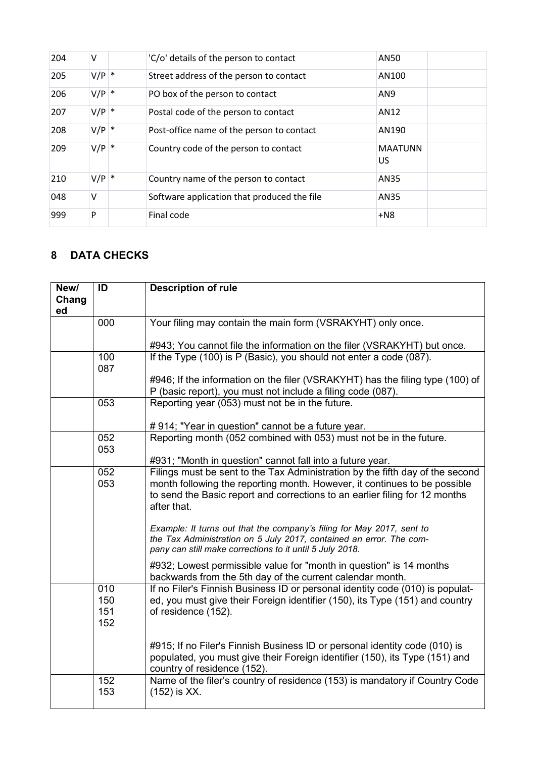| 204 | V | | 'C/o' details of the person to contact | AN50 | |
|---|---|---|---|---|---|
| 205 | V/P | * | Street address of the person to contact | AN100 | |
| 206 | V/P | * | PO box of the person to contact | AN9 | |
| 207 | V/P | * | Postal code of the person to contact | AN12 | |
| 208 | V/P | * | Post-office name of the person to contact | AN190 | |
| 209 | V/P | * | Country code of the person to contact | MAATUNN US | |
| 210 | V/P | * | Country name of the person to contact | AN35 | |
| 048 | V | | Software application that produced the file | AN35 | |
| 999 | P | | Final code | +N8 | |

## 8 DATA CHECKS

| New/ Changed | ID | Description of rule |
|---|---|---|
| | 000 | Your filing may contain the main form (VSRAKYHT) only once.<br><br>#943; You cannot file the information on the filer (VSRAKYHT) but once. |
| | 100<br>087 | If the Type (100) is P (Basic), you should not enter a code (087).<br><br>#946; If the information on the filer (VSRAKYHT) has the filing type (100) of P (basic report), you must not include a filing code (087). |
| | 053 | Reporting year (053) must not be in the future.<br><br># 914; "Year in question" cannot be a future year. |
| | 052<br>053 | Reporting month (052 combined with 053) must not be in the future.<br><br>#931; "Month in question" cannot fall into a future year. |
| | 052<br>053 | Filings must be sent to the Tax Administration by the fifth day of the second month following the reporting month. However, it continues to be possible to send the Basic report and corrections to an earlier filing for 12 months after that.<br><br>*Example: It turns out that the company's filing for May 2017, sent to the Tax Administration on 5 July 2017, contained an error. The company can still make corrections to it until 5 July 2018.*<br><br>#932; Lowest permissible value for "month in question" is 14 months backwards from the 5th day of the current calendar month. |
| | 010<br>150<br>151<br>152 | If no Filer's Finnish Business ID or personal identity code (010) is populated, you must give their Foreign identifier (150), its Type (151) and country of residence (152).<br><br>#915; If no Filer's Finnish Business ID or personal identity code (010) is populated, you must give their Foreign identifier (150), its Type (151) and country of residence (152). |
| | 152<br>153 | Name of the filer's country of residence (153) is mandatory if Country Code (152) is XX. |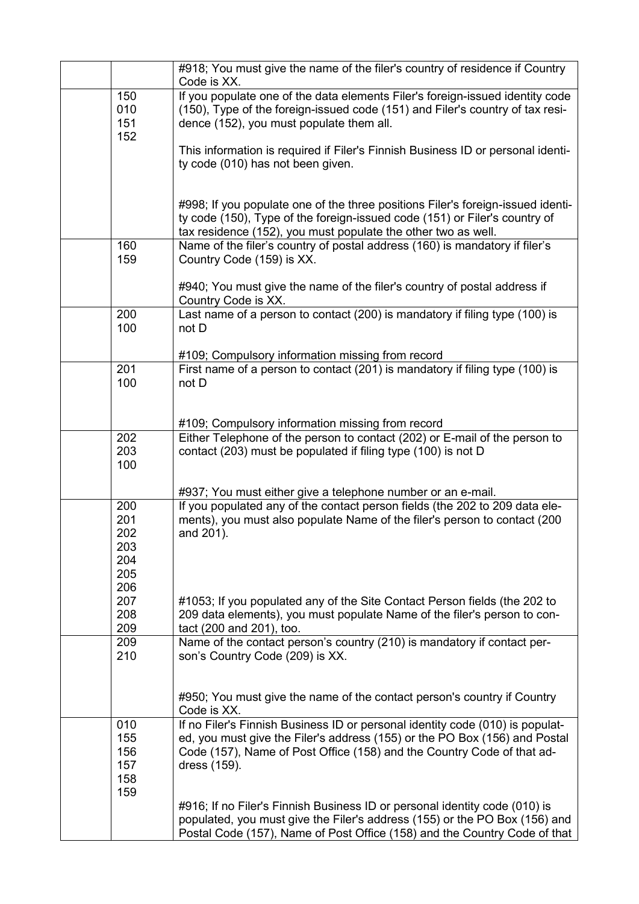| | | |
|---|---|---|
| | | #918; You must give the name of the filer's country of residence if Country Code is XX. |
| | 150<br>010<br>151<br>152 | If you populate one of the data elements Filer's foreign-issued identity code (150), Type of the foreign-issued code (151) and Filer's country of tax residence (152), you must populate them all.<br><br>This information is required if Filer's Finnish Business ID or personal identity code (010) has not been given.<br><br>#998; If you populate one of the three positions Filer's foreign-issued identity code (150), Type of the foreign-issued code (151) or Filer's country of tax residence (152), you must populate the other two as well. |
| | 160<br>159 | Name of the filer's country of postal address (160) is mandatory if filer's Country Code (159) is XX.<br><br>#940; You must give the name of the filer's country of postal address if Country Code is XX. |
| | 200<br>100 | Last name of a person to contact (200) is mandatory if filing type (100) is not D<br><br>#109; Compulsory information missing from record |
| | 201<br>100 | First name of a person to contact (201) is mandatory if filing type (100) is not D<br><br>#109; Compulsory information missing from record |
| | 202<br>203<br>100 | Either Telephone of the person to contact (202) or E-mail of the person to contact (203) must be populated if filing type (100) is not D<br><br>#937; You must either give a telephone number or an e-mail. |
| | 200<br>201<br>202<br>203<br>204<br>205<br>206<br>207<br>208<br>209 | If you populated any of the contact person fields (the 202 to 209 data elements), you must also populate Name of the filer's person to contact (200 and 201).<br><br>#1053; If you populated any of the Site Contact Person fields (the 202 to 209 data elements), you must populate Name of the filer's person to contact (200 and 201), too. |
| | 209<br>210 | Name of the contact person's country (210) is mandatory if contact person's Country Code (209) is XX.<br><br>#950; You must give the name of the contact person's country if Country Code is XX. |
| | 010<br>155<br>156<br>157<br>158<br>159 | If no Filer's Finnish Business ID or personal identity code (010) is populated, you must give the Filer's address (155) or the PO Box (156) and Postal Code (157), Name of Post Office (158) and the Country Code of that address (159).<br><br>#916; If no Filer's Finnish Business ID or personal identity code (010) is populated, you must give the Filer's address (155) or the PO Box (156) and Postal Code (157), Name of Post Office (158) and the Country Code of that |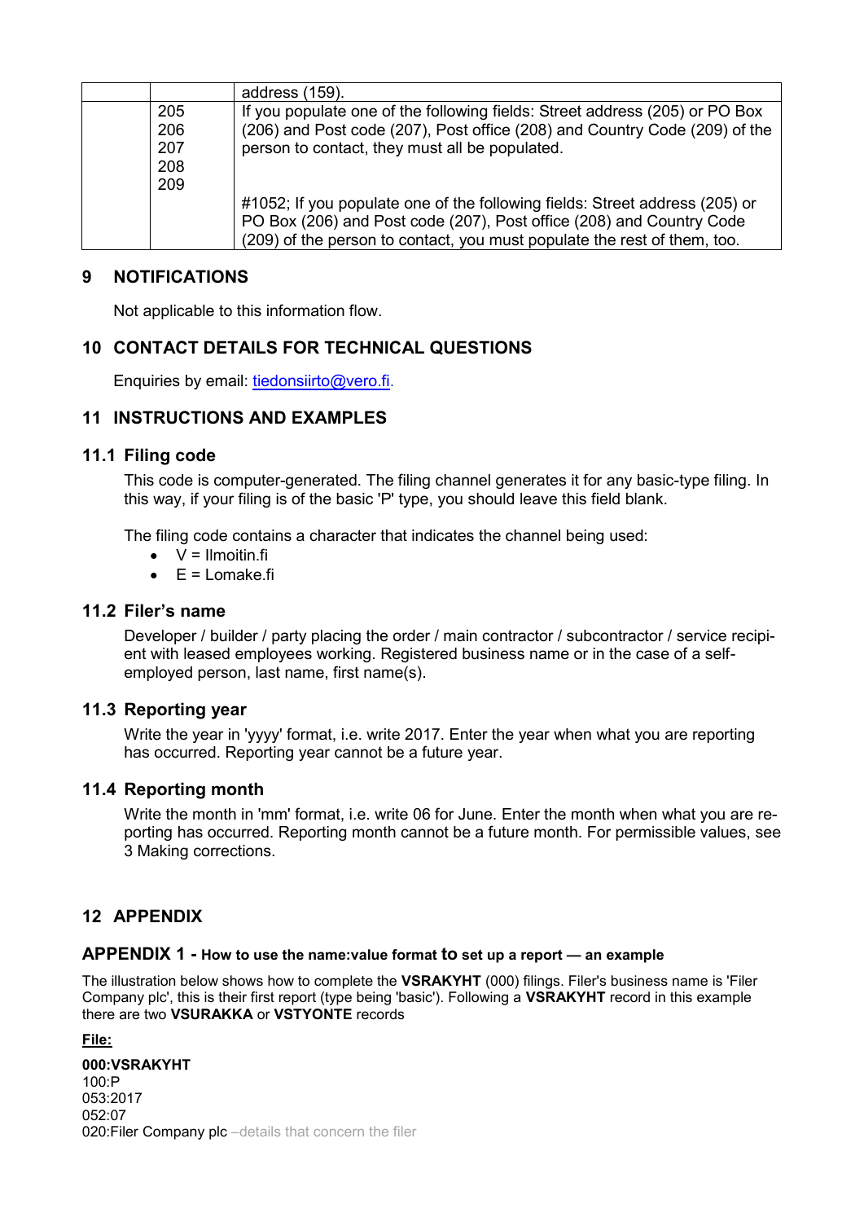|  |  | address (159). |
| --- | --- | --- |
|  | 205<br>206<br>207<br>208<br>209 | If you populate one of the following fields: Street address (205) or PO Box (206) and Post code (207), Post office (208) and Country Code (209) of the person to contact, they must all be populated.<br><br>#1052; If you populate one of the following fields: Street address (205) or PO Box (206) and Post code (207), Post office (208) and Country Code (209) of the person to contact, you must populate the rest of them, too. |

## 9 NOTIFICATIONS

Not applicable to this information flow.

## 10 CONTACT DETAILS FOR TECHNICAL QUESTIONS

Enquiries by email: tiedonsiirto@vero.fi.

## 11 INSTRUCTIONS AND EXAMPLES

### 11.1 Filing code

This code is computer-generated. The filing channel generates it for any basic-type filing. In this way, if your filing is of the basic 'P' type, you should leave this field blank.

The filing code contains a character that indicates the channel being used:

- V = Ilmoitin.fi
- E = Lomake.fi

### 11.2 Filer's name

Developer / builder / party placing the order / main contractor / subcontractor / service recipient with leased employees working. Registered business name or in the case of a self-employed person, last name, first name(s).

### 11.3 Reporting year

Write the year in 'yyyy' format, i.e. write 2017. Enter the year when what you are reporting has occurred. Reporting year cannot be a future year.

### 11.4 Reporting month

Write the month in 'mm' format, i.e. write 06 for June. Enter the month when what you are reporting has occurred. Reporting month cannot be a future month. For permissible values, see 3 Making corrections.

## 12 APPENDIX

### APPENDIX 1 - How to use the name:value format to set up a report — an example

The illustration below shows how to complete the **VSRAKYHT** (000) filings. Filer's business name is 'Filer Company plc', this is their first report (type being 'basic'). Following a **VSRAKYHT** record in this example there are two **VSURAKKA** or **VSTYONTE** records

**File:**

**000:VSRAKYHT**
100:P
053:2017
052:07
020:Filer Company plc –details that concern the filer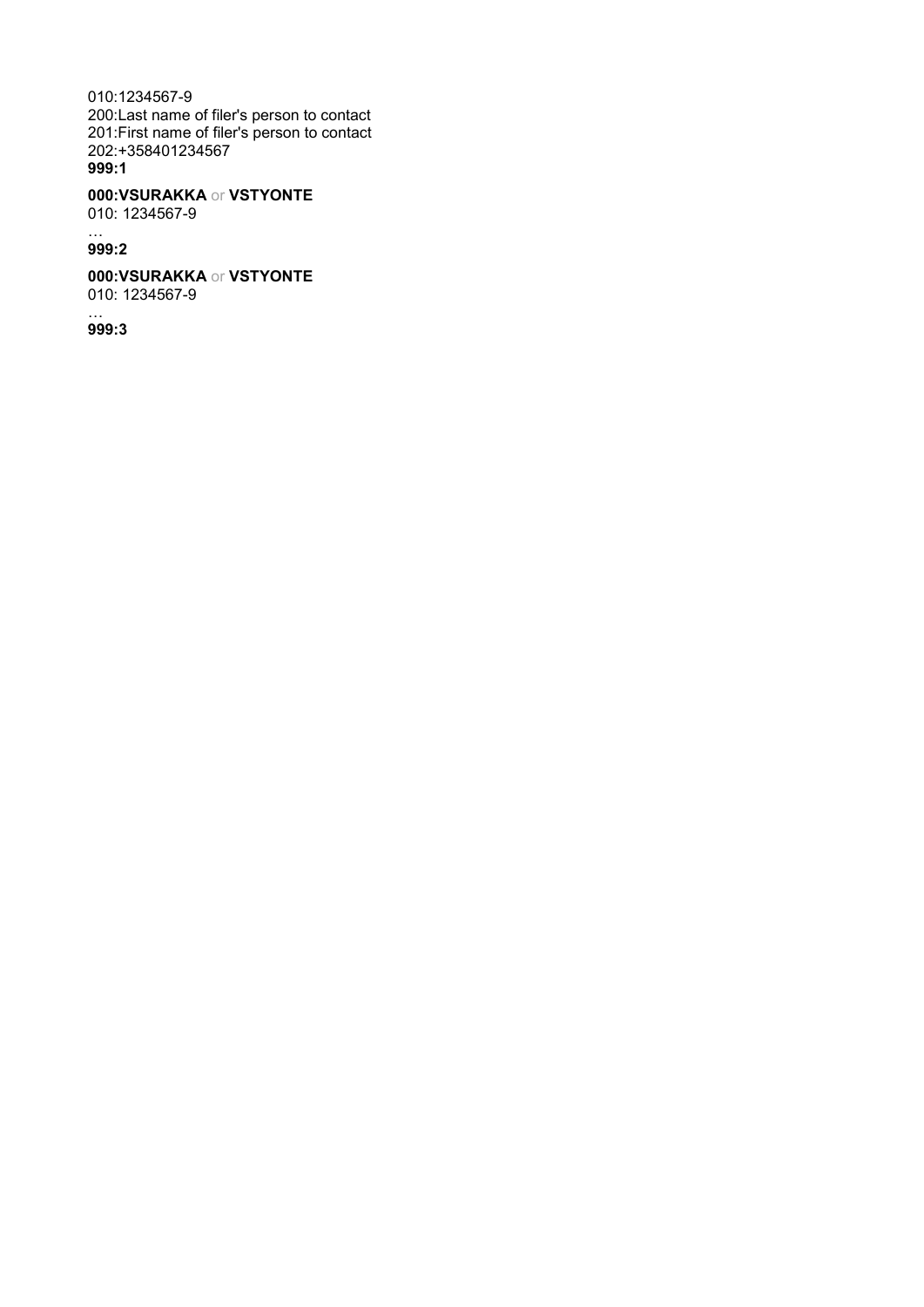010:1234567-9
200:Last name of filer's person to contact
201:First name of filer's person to contact
202:+358401234567
**999:1**

**000:VSURAKKA** or **VSTYONTE**
010: 1234567-9
…
**999:2**

**000:VSURAKKA** or **VSTYONTE**
010: 1234567-9
…
**999:3**